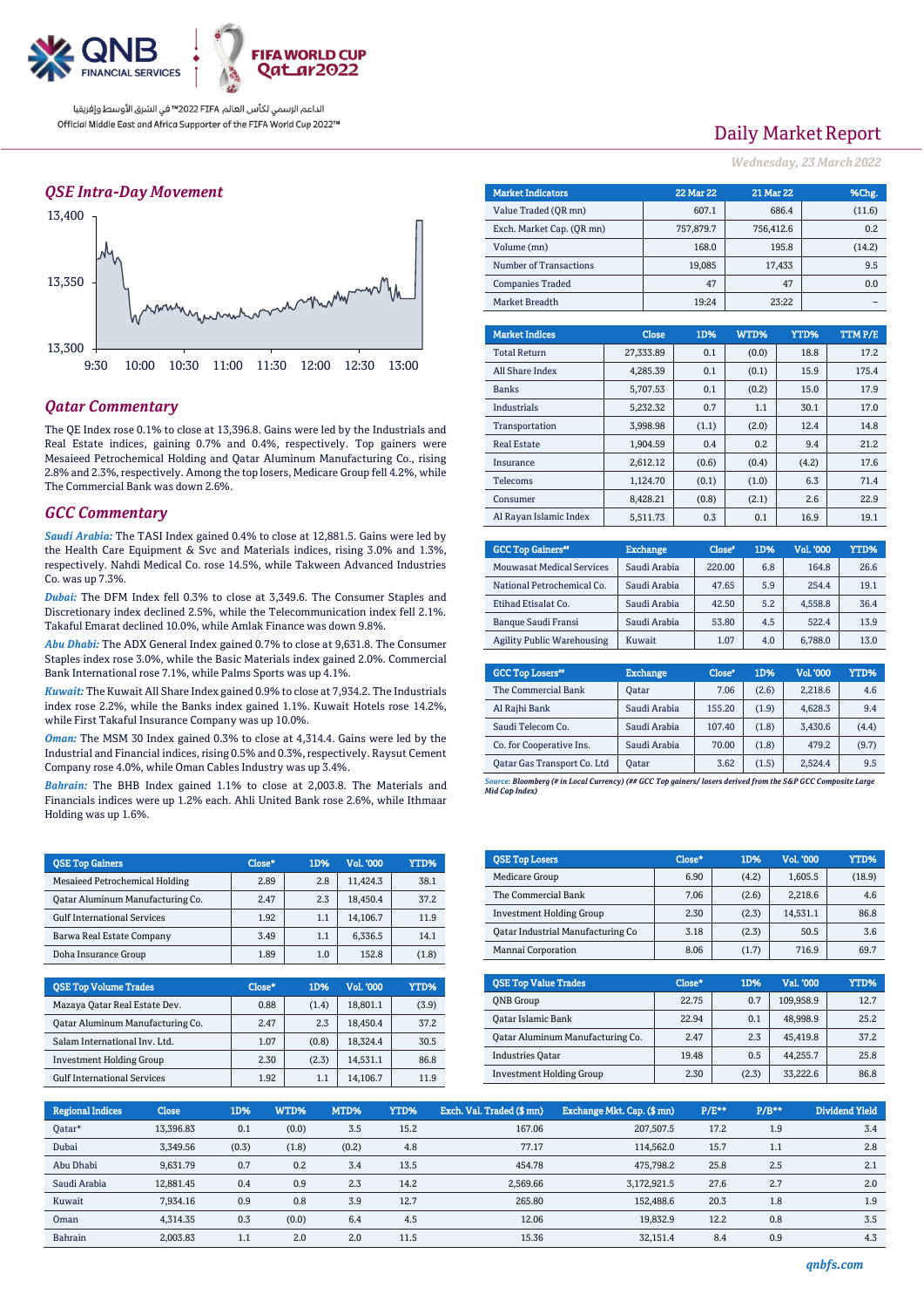الداعم الرسمي لكأس العالم FIFA 2022™ في الشرق الأوسط وإفريقيا

Official Middle East and Africa Supporter of the FIFA World Cup 2022™

# Daily Market Report

*Wednesday, 23 March 2022*

## QSE Intra-Day Movement

## Qatar Commentary

The QE Index rose 0.1% to close at 13,396.8. Gains were led by the Industrials and Real Estate indices, gaining 0.7% and 0.4%, respectively. Top gainers were Mesaieed Petrochemical Holding and Qatar Aluminum Manufacturing Co., rising 2.8% and 2.3%, respectively. Among the top losers, Medicare Group fell 4.2%, while The Commercial Bank was down 2.6%.

## GCC Commentary

*Saudi Arabia:* The TASI Index gained 0.4% to close at 12,881.5. Gains were led by the Health Care Equipment & Svc and Materials indices, rising 3.0% and 1.3%, respectively. Nahdi Medical Co. rose 14.5%, while Takween Advanced Industries Co. was up 7.3%.

*Dubai:* The DFM Index fell 0.3% to close at 3,349.6. The Consumer Staples and Discretionary index declined 2.5%, while the Telecommunication index fell 2.1%. Takaful Emarat declined 10.0%, while Amlak Finance was down 9.8%.

*Abu Dhabi:* The ADX General Index gained 0.7% to close at 9,631.8. The Consumer Staples index rose 3.0%, while the Basic Materials index gained 2.0%. Commercial Bank International rose 7.1%, while Palms Sports was up 4.1%.

*Kuwait:* The Kuwait All Share Index gained 0.9% to close at 7,934.2. The Industrials index rose 2.2%, while the Banks index gained 1.1%. Kuwait Hotels rose 14.2%, while First Takaful Insurance Company was up 10.0%.

*Oman:* The MSM 30 Index gained 0.3% to close at 4,314.4. Gains were led by the Industrial and Financial indices, rising 0.5% and 0.3%, respectively. Raysut Cement Company rose 4.0%, while Oman Cables Industry was up 3.4%.

*Bahrain:* The BHB Index gained 1.1% to close at 2,003.8. The Materials and Financials indices were up 1.2% each. Ahli United Bank rose 2.6%, while Ithmaar Holding was up 1.6%.

| Market Indicators | 22 Mar 22 | 21 Mar 22 | %Chg. |
|---|---|---|---|
| Value Traded (QR mn) | 607.1 | 686.4 | (11.6) |
| Exch. Market Cap. (QR mn) | 757,879.7 | 756,412.6 | 0.2 |
| Volume (mn) | 168.0 | 195.8 | (14.2) |
| Number of Transactions | 19,085 | 17,433 | 9.5 |
| Companies Traded | 47 | 47 | 0.0 |
| Market Breadth | 19:24 | 23:22 | – |

| Market Indices | Close | 1D% | WTD% | YTD% | TTM P/E |
|---|---|---|---|---|---|
| Total Return | 27,333.89 | 0.1 | (0.0) | 18.8 | 17.2 |
| All Share Index | 4,285.39 | 0.1 | (0.1) | 15.9 | 175.4 |
| Banks | 5,707.53 | 0.1 | (0.2) | 15.0 | 17.9 |
| Industrials | 5,232.32 | 0.7 | 1.1 | 30.1 | 17.0 |
| Transportation | 3,998.98 | (1.1) | (2.0) | 12.4 | 14.8 |
| Real Estate | 1,904.59 | 0.4 | 0.2 | 9.4 | 21.2 |
| Insurance | 2,612.12 | (0.6) | (0.4) | (4.2) | 17.6 |
| Telecoms | 1,124.70 | (0.1) | (1.0) | 6.3 | 71.4 |
| Consumer | 8,428.21 | (0.8) | (2.1) | 2.6 | 22.9 |
| Al Rayan Islamic Index | 5,511.73 | 0.3 | 0.1 | 16.9 | 19.1 |

| GCC Top Gainers## | Exchange | Close# | 1D% | Vol. '000 | YTD% |
|---|---|---|---|---|---|
| Mouwasat Medical Services | Saudi Arabia | 220.00 | 6.8 | 164.8 | 26.6 |
| National Petrochemical Co. | Saudi Arabia | 47.65 | 5.9 | 254.4 | 19.1 |
| Etihad Etisalat Co. | Saudi Arabia | 42.50 | 5.2 | 4,558.8 | 36.4 |
| Banque Saudi Fransi | Saudi Arabia | 53.80 | 4.5 | 522.4 | 13.9 |
| Agility Public Warehousing | Kuwait | 1.07 | 4.0 | 6,788.0 | 13.0 |

| GCC Top Losers## | Exchange | Close# | 1D% | Vol. '000 | YTD% |
|---|---|---|---|---|---|
| The Commercial Bank | Qatar | 7.06 | (2.6) | 2,218.6 | 4.6 |
| Al Rajhi Bank | Saudi Arabia | 155.20 | (1.9) | 4,628.3 | 9.4 |
| Saudi Telecom Co. | Saudi Arabia | 107.40 | (1.8) | 3,430.6 | (4.4) |
| Co. for Cooperative Ins. | Saudi Arabia | 70.00 | (1.8) | 479.2 | (9.7) |
| Qatar Gas Transport Co. Ltd | Qatar | 3.62 | (1.5) | 2,524.4 | 9.5 |

*Source: Bloomberg (# in Local Currency) (## GCC Top gainers/ losers derived from the S&P GCC Composite Large Mid Cap Index)*

| QSE Top Gainers | Close* | 1D% | Vol. '000 | YTD% |
|---|---|---|---|---|
| Mesaieed Petrochemical Holding | 2.89 | 2.8 | 11,424.3 | 38.1 |
| Qatar Aluminum Manufacturing Co. | 2.47 | 2.3 | 18,450.4 | 37.2 |
| Gulf International Services | 1.92 | 1.1 | 14,106.7 | 11.9 |
| Barwa Real Estate Company | 3.49 | 1.1 | 6,336.5 | 14.1 |
| Doha Insurance Group | 1.89 | 1.0 | 152.8 | (1.8) |

| QSE Top Losers | Close* | 1D% | Vol. '000 | YTD% |
|---|---|---|---|---|
| Medicare Group | 6.90 | (4.2) | 1,605.5 | (18.9) |
| The Commercial Bank | 7.06 | (2.6) | 2,218.6 | 4.6 |
| Investment Holding Group | 2.30 | (2.3) | 14,531.1 | 86.8 |
| Qatar Industrial Manufacturing Co | 3.18 | (2.3) | 50.5 | 3.6 |
| Mannai Corporation | 8.06 | (1.7) | 716.9 | 69.7 |

| QSE Top Volume Trades | Close* | 1D% | Vol. '000 | YTD% |
|---|---|---|---|---|
| Mazaya Qatar Real Estate Dev. | 0.88 | (1.4) | 18,801.1 | (3.9) |
| Qatar Aluminum Manufacturing Co. | 2.47 | 2.3 | 18,450.4 | 37.2 |
| Salam International Inv. Ltd. | 1.07 | (0.8) | 18,324.4 | 30.5 |
| Investment Holding Group | 2.30 | (2.3) | 14,531.1 | 86.8 |
| Gulf International Services | 1.92 | 1.1 | 14,106.7 | 11.9 |

| QSE Top Value Trades | Close* | 1D% | Val. '000 | YTD% |
|---|---|---|---|---|
| QNB Group | 22.75 | 0.7 | 109,958.9 | 12.7 |
| Qatar Islamic Bank | 22.94 | 0.1 | 48,998.9 | 25.2 |
| Qatar Aluminum Manufacturing Co. | 2.47 | 2.3 | 45,419.8 | 37.2 |
| Industries Qatar | 19.48 | 0.5 | 44,255.7 | 25.8 |
| Investment Holding Group | 2.30 | (2.3) | 33,222.6 | 86.8 |

| Regional Indices | Close | 1D% | WTD% | MTD% | YTD% | Exch. Val. Traded ($ mn) | Exchange Mkt. Cap. ($ mn) | P/E** | P/B** | Dividend Yield |
|---|---|---|---|---|---|---|---|---|---|---|
| Qatar* | 13,396.83 | 0.1 | (0.0) | 3.5 | 15.2 | 167.06 | 207,507.5 | 17.2 | 1.9 | 3.4 |
| Dubai | 3,349.56 | (0.3) | (1.8) | (0.2) | 4.8 | 77.17 | 114,562.0 | 15.7 | 1.1 | 2.8 |
| Abu Dhabi | 9,631.79 | 0.7 | 0.2 | 3.4 | 13.5 | 454.78 | 475,798.2 | 25.8 | 2.5 | 2.1 |
| Saudi Arabia | 12,881.45 | 0.4 | 0.9 | 2.3 | 14.2 | 2,569.66 | 3,172,921.5 | 27.6 | 2.7 | 2.0 |
| Kuwait | 7,934.16 | 0.9 | 0.8 | 3.9 | 12.7 | 265.80 | 152,488.6 | 20.3 | 1.8 | 1.9 |
| Oman | 4,314.35 | 0.3 | (0.0) | 6.4 | 4.5 | 12.06 | 19,832.9 | 12.2 | 0.8 | 3.5 |
| Bahrain | 2,003.83 | 1.1 | 2.0 | 2.0 | 11.5 | 15.36 | 32,151.4 | 8.4 | 0.9 | 4.3 |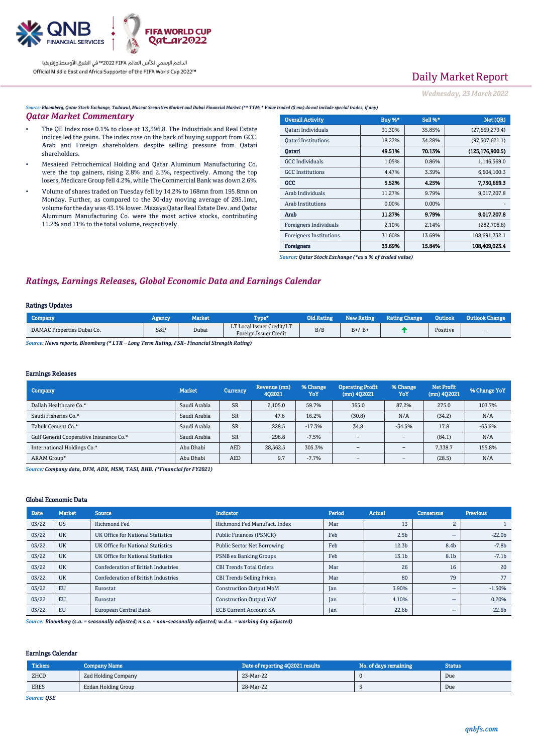# Daily Market Report

*Wednesday, 23 March 2022*

*Source: Bloomberg, Qatar Stock Exchange, Tadawul, Muscat Securities Market and Dubai Financial Market (** TTM; * Value traded ($ mn) do not include special trades, if any)*

## Qatar Market Commentary

- The QE Index rose 0.1% to close at 13,396.8. The Industrials and Real Estate indices led the gains. The index rose on the back of buying support from GCC, Arab and Foreign shareholders despite selling pressure from Qatari shareholders.
- Mesaieed Petrochemical Holding and Qatar Aluminum Manufacturing Co. were the top gainers, rising 2.8% and 2.3%, respectively. Among the top losers, Medicare Group fell 4.2%, while The Commercial Bank was down 2.6%.
- Volume of shares traded on Tuesday fell by 14.2% to 168mn from 195.8mn on Monday. Further, as compared to the 30-day moving average of 295.1mn, volume for the day was 43.1% lower. Mazaya Qatar Real Estate Dev. and Qatar Aluminum Manufacturing Co. were the most active stocks, contributing 11.2% and 11% to the total volume, respectively.

| Overall Activity | Buy %* | Sell %* | Net (QR) |
|---|---|---|---|
| Qatari Individuals | 31.30% | 35.85% | (27,669,279.4) |
| Qatari Institutions | 18.22% | 34.28% | (97,507,621.1) |
| **Qatari** | **49.51%** | **70.13%** | **(125,176,900.5)** |
| GCC Individuals | 1.05% | 0.86% | 1,146,569.0 |
| GCC Institutions | 4.47% | 3.39% | 6,604,100.3 |
| **GCC** | **5.52%** | **4.25%** | **7,750,669.3** |
| Arab Individuals | 11.27% | 9.79% | 9,017,207.8 |
| Arab Institutions | 0.00% | 0.00% | - |
| **Arab** | **11.27%** | **9.79%** | **9,017,207.8** |
| Foreigners Individuals | 2.10% | 2.14% | (282,708.8) |
| Foreigners Institutions | 31.60% | 13.69% | 108,691,732.1 |
| **Foreigners** | **33.69%** | **15.84%** | **108,409,023.4** |

*Source: Qatar Stock Exchange (*as a % of traded value)*

## Ratings, Earnings Releases, Global Economic Data and Earnings Calendar

### Ratings Updates

| Company | Agency | Market | Type* | Old Rating | New Rating | Rating Change | Outlook | Outlook Change |
|---|---|---|---|---|---|---|---|---|
| DAMAC Properties Dubai Co. | S&P | Dubai | LT Local Issuer Credit/LT Foreign Issuer Credit | B/B | B+/ B+ | ↑ | Positive | – |

*Source: News reports, Bloomberg (* LTR – Long Term Rating, FSR- Financial Strength Rating)*

### Earnings Releases

| Company | Market | Currency | Revenue (mn) 4Q2021 | % Change YoY | Operating Profit (mn) 4Q2021 | % Change YoY | Net Profit (mn) 4Q2021 | % Change YoY |
|---|---|---|---|---|---|---|---|---|
| Dallah Healthcare Co.* | Saudi Arabia | SR | 2,105.0 | 59.7% | 365.0 | 87.2% | 275.0 | 103.7% |
| Saudi Fisheries Co.* | Saudi Arabia | SR | 47.6 | 16.2% | (30.8) | N/A | (34.2) | N/A |
| Tabuk Cement Co.* | Saudi Arabia | SR | 228.5 | -17.3% | 34.8 | -34.5% | 17.8 | -65.6% |
| Gulf General Cooperative Insurance Co.* | Saudi Arabia | SR | 296.8 | -7.5% | – | – | (84.1) | N/A |
| International Holdings Co.* | Abu Dhabi | AED | 28,562.5 | 305.3% | – | – | 7,338.7 | 155.8% |
| ARAM Group* | Abu Dhabi | AED | 9.7 | -7.7% | – | – | (28.5) | N/A |

*Source: Company data, DFM, ADX, MSM, TASI, BHB. (*Financial for FY2021)*

### Global Economic Data

| Date | Market | Source | Indicator | Period | Actual | Consensus | Previous |
|---|---|---|---|---|---|---|---|
| 03/22 | US | Richmond Fed | Richmond Fed Manufact. Index | Mar | 13 | 2 | 1 |
| 03/22 | UK | UK Office for National Statistics | Public Finances (PSNCR) | Feb | 2.5b | -- | -22.0b |
| 03/22 | UK | UK Office for National Statistics | Public Sector Net Borrowing | Feb | 12.3b | 8.4b | -7.8b |
| 03/22 | UK | UK Office for National Statistics | PSNB ex Banking Groups | Feb | 13.1b | 8.1b | -7.1b |
| 03/22 | UK | Confederation of British Industries | CBI Trends Total Orders | Mar | 26 | 16 | 20 |
| 03/22 | UK | Confederation of British Industries | CBI Trends Selling Prices | Mar | 80 | 79 | 77 |
| 03/22 | EU | Eurostat | Construction Output MoM | Jan | 3.90% | -- | -1.50% |
| 03/22 | EU | Eurostat | Construction Output YoY | Jan | 4.10% | -- | 0.20% |
| 03/22 | EU | European Central Bank | ECB Current Account SA | Jan | 22.6b | -- | 22.6b |

*Source: Bloomberg (s.a. = seasonally adjusted; n.s.a. = non-seasonally adjusted; w.d.a. = working day adjusted)*

### Earnings Calendar

| Tickers | Company Name | Date of reporting 4Q2021 results | No. of days remaining | Status |
|---|---|---|---|---|
| ZHCD | Zad Holding Company | 23-Mar-22 | 0 | Due |
| ERES | Ezdan Holding Group | 28-Mar-22 | 5 | Due |

*Source: QSE*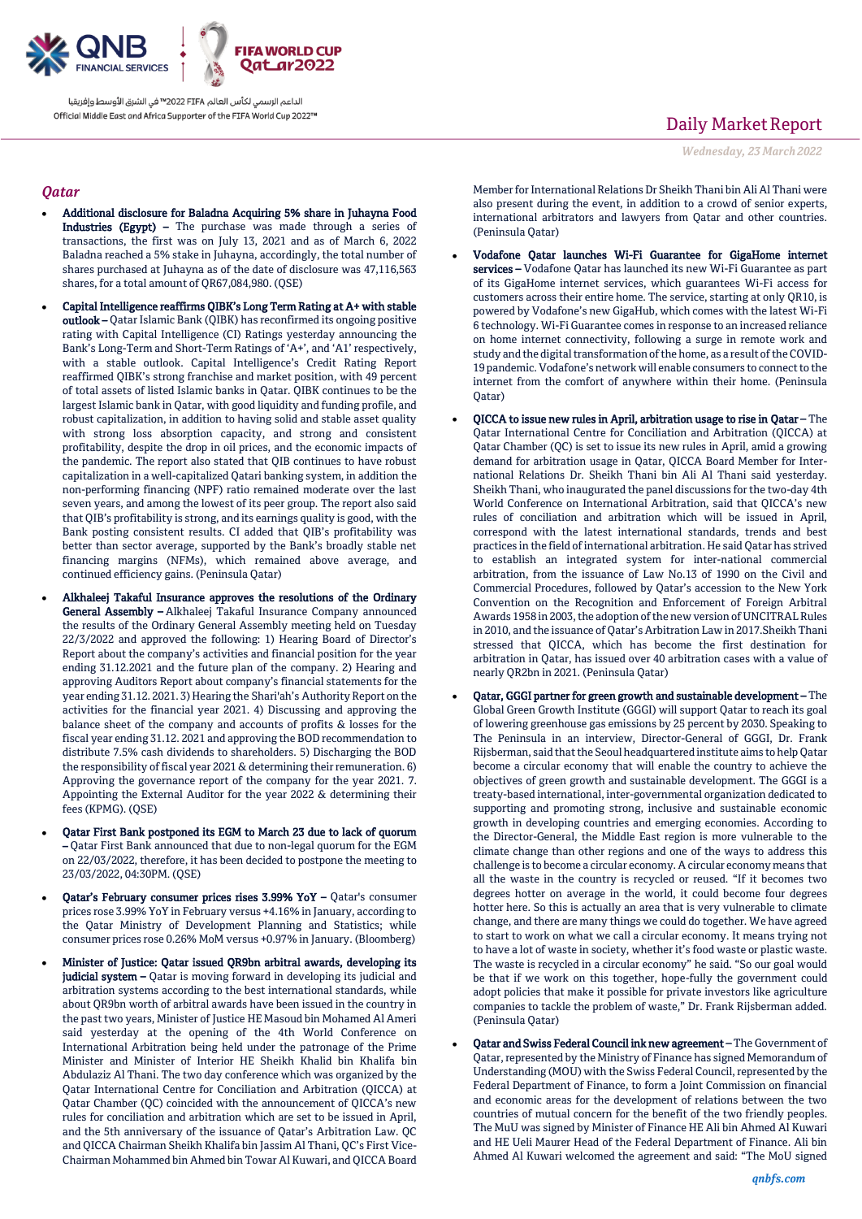## Qatar

- **Additional disclosure for Baladna Acquiring 5% share in Juhayna Food Industries (Egypt) –** The purchase was made through a series of transactions, the first was on July 13, 2021 and as of March 6, 2022 Baladna reached a 5% stake in Juhayna, accordingly, the total number of shares purchased at Juhayna as of the date of disclosure was 47,116,563 shares, for a total amount of QR67,084,980. (QSE)

- **Capital Intelligence reaffirms QIBK's Long Term Rating at A+ with stable outlook –** Qatar Islamic Bank (QIBK) has reconfirmed its ongoing positive rating with Capital Intelligence (CI) Ratings yesterday announcing the Bank's Long-Term and Short-Term Ratings of 'A+', and 'A1' respectively, with a stable outlook. Capital Intelligence's Credit Rating Report reaffirmed QIBK's strong franchise and market position, with 49 percent of total assets of listed Islamic banks in Qatar. QIBK continues to be the largest Islamic bank in Qatar, with good liquidity and funding profile, and robust capitalization, in addition to having solid and stable asset quality with strong loss absorption capacity, and strong and consistent profitability, despite the drop in oil prices, and the economic impacts of the pandemic. The report also stated that QIB continues to have robust capitalization in a well-capitalized Qatari banking system, in addition the non-performing financing (NPF) ratio remained moderate over the last seven years, and among the lowest of its peer group. The report also said that QIB's profitability is strong, and its earnings quality is good, with the Bank posting consistent results. CI added that QIBK's profitability was better than sector average, supported by the Bank's broadly stable net financing margins (NFMs), which remained above average, and continued efficiency gains. (Peninsula Qatar)

- **Alkhaleej Takaful Insurance approves the resolutions of the Ordinary General Assembly –** Alkhaleej Takaful Insurance Company announced the results of the Ordinary General Assembly meeting held on Tuesday 22/3/2022 and approved the following: 1) Hearing Board of Director's Report about the company's activities and financial position for the year ending 31.12.2021 and the future plan of the company. 2) Hearing and approving Auditors Report about company's financial statements for the year ending 31.12. 2021. 3) Hearing the Shari'ah's Authority Report on the activities for the financial year 2021. 4) Discussing and approving the balance sheet of the company and accounts of profits & losses for the fiscal year ending 31.12. 2021 and approving the BOD recommendation to distribute 7.5% cash dividends to shareholders. 5) Discharging the BOD the responsibility of fiscal year 2021 & determining their remuneration. 6) Approving the governance report of the company for the year 2021. 7. Appointing the External Auditor for the year 2022 & determining their fees (KPMG). (QSE)

- **Qatar First Bank postponed its EGM to March 23 due to lack of quorum –** Qatar First Bank announced that due to non-legal quorum for the EGM on 22/03/2022, therefore, it has been decided to postpone the meeting to 23/03/2022, 04:30PM. (QSE)

- **Qatar's February consumer prices rises 3.99% YoY –** Qatar's consumer prices rose 3.99% YoY in February versus +4.16% in January, according to the Qatar Ministry of Development Planning and Statistics; while consumer prices rose 0.26% MoM versus +0.97% in January. (Bloomberg)

- **Minister of Justice: Qatar issued QR9bn arbitral awards, developing its judicial system –** Qatar is moving forward in developing its judicial and arbitration systems according to the best international standards, while about QR9bn worth of arbitral awards have been issued in the country in the past two years, Minister of Justice HE Masoud bin Mohamed Al Ameri said yesterday at the opening of the 4th World Conference on International Arbitration being held under the patronage of the Prime Minister and Minister of Interior HE Sheikh Khalid bin Khalifa bin Abdulaziz Al Thani. The two day conference which was organized by the Qatar International Centre for Conciliation and Arbitration (QICCA) at Qatar Chamber (QC) coincided with the announcement of QICCA's new rules for conciliation and arbitration which are set to be issued in April, and the 5th anniversary of the issuance of Qatar's Arbitration Law. QC and QICCA Chairman Sheikh Khalifa bin Jassim Al Thani, QC's First Vice-Chairman Mohammed bin Ahmed bin Towar Al Kuwari, and QICCA Board Member for International Relations Dr Sheikh Thani bin Ali Al Thani were also present during the event, in addition to a crowd of senior experts, international arbitrators and lawyers from Qatar and other countries. (Peninsula Qatar)

- **Vodafone Qatar launches Wi-Fi Guarantee for GigaHome internet services –** Vodafone Qatar has launched its new Wi-Fi Guarantee as part of its GigaHome internet services, which guarantees Wi-Fi access for customers across their entire home. The service, starting at only QR10, is powered by Vodafone's new GigaHub, which comes with the latest Wi-Fi 6 technology. Wi-Fi Guarantee comes in response to an increased reliance on home internet connectivity, following a surge in remote work and study and the digital transformation of the home, as a result of the COVID-19 pandemic. Vodafone's network will enable consumers to connect to the internet from the comfort of anywhere within their home. (Peninsula Qatar)

- **QICCA to issue new rules in April, arbitration usage to rise in Qatar –** The Qatar International Centre for Conciliation and Arbitration (QICCA) at Qatar Chamber (QC) is set to issue its new rules in April, amid a growing demand for arbitration usage in Qatar, QICCA Board Member for International Relations Dr. Sheikh Thani bin Ali Al Thani said yesterday. Sheikh Thani, who inaugurated the panel discussions for the two-day 4th World Conference on International Arbitration, said that QICCA's new rules of conciliation and arbitration which will be issued in April, correspond with the latest international standards, trends and best practices in the field of international arbitration. He said Qatar has strived to establish an integrated system for inter-national commercial arbitration, from the issuance of Law No.13 of 1990 on the Civil and Commercial Procedures, followed by Qatar's accession to the New York Convention on the Recognition and Enforcement of Foreign Arbitral Awards 1958 in 2003, the adoption of the new version of UNCITRAL Rules in 2010, and the issuance of Qatar's Arbitration Law in 2017.Sheikh Thani stressed that QICCA, which has become the first destination for arbitration in Qatar, has issued over 40 arbitration cases with a value of nearly QR2bn in 2021. (Peninsula Qatar)

- **Qatar, GGGI partner for green growth and sustainable development –** The Global Green Growth Institute (GGGI) will support Qatar to reach its goal of lowering greenhouse gas emissions by 25 percent by 2030. Speaking to The Peninsula in an interview, Director-General of GGGI, Dr. Frank Rijsberman, said that the Seoul headquartered institute aims to help Qatar become a circular economy that will enable the country to achieve the objectives of green growth and sustainable development. The GGGI is a treaty-based international, inter-governmental organization dedicated to supporting and promoting strong, inclusive and sustainable economic growth in developing countries and emerging economies. According to the Director-General, the Middle East region is more vulnerable to the climate change than other regions and one of the ways to address this challenge is to become a circular economy. A circular economy means that all the waste in the country is recycled or reused. "If it becomes two degrees hotter on average in the world, it could become four degrees hotter here. So this is actually an area that is very vulnerable to climate change, and there are many things we could do together. We have agreed to start to work on what we call a circular economy. It means trying not to have a lot of waste in society, whether it's food waste or plastic waste. The waste is recycled in a circular economy" he said. "So our goal would be that if we work on this together, hope-fully the government could adopt policies that make it possible for private investors like agriculture companies to tackle the problem of waste," Dr. Frank Rijsberman added. (Peninsula Qatar)

- **Qatar and Swiss Federal Council ink new agreement –** The Government of Qatar, represented by the Ministry of Finance has signed Memorandum of Understanding (MOU) with the Swiss Federal Council, represented by the Federal Department of Finance, to form a Joint Commission on financial and economic areas for the development of relations between the two countries of mutual concern for the benefit of the two friendly peoples. The MuU was signed by Minister of Finance HE Ali bin Ahmed Al Kuwari and HE Ueli Maurer Head of the Federal Department of Finance. Ali bin Ahmed Al Kuwari welcomed the agreement and said: "The MoU signed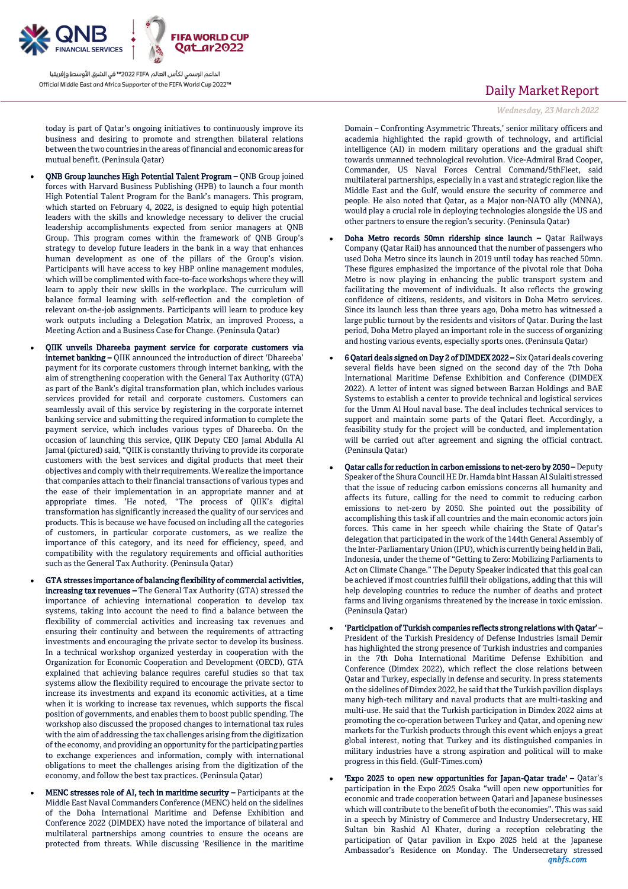today is part of Qatar's ongoing initiatives to continuously improve its business and desiring to promote and strengthen bilateral relations between the two countries in the areas of financial and economic areas for mutual benefit. (Peninsula Qatar)

- **QNB Group launches High Potential Talent Program –** QNB Group joined forces with Harvard Business Publishing (HPB) to launch a four month High Potential Talent Program for the Bank's managers. This program, which started on February 4, 2022, is designed to equip high potential leaders with the skills and knowledge necessary to deliver the crucial leadership accomplishments expected from senior managers at QNB Group. This program comes within the framework of QNB Group's strategy to develop future leaders in the bank in a way that enhances human development as one of the pillars of the Group's vision. Participants will have access to key HBP online management modules, which will be complimented with face-to-face workshops where they will learn to apply their new skills in the workplace. The curriculum will balance formal learning with self-reflection and the completion of relevant on-the-job assignments. Participants will learn to produce key work outputs including a Delegation Matrix, an improved Process, a Meeting Action and a Business Case for Change. (Peninsula Qatar)
- **QIIK unveils Dhareeba payment service for corporate customers via internet banking –** QIIK announced the introduction of direct 'Dhareeba' payment for its corporate customers through internet banking, with the aim of strengthening cooperation with the General Tax Authority (GTA) as part of the Bank's digital transformation plan, which includes various services provided for retail and corporate customers. Customers can seamlessly avail of this service by registering in the corporate internet banking service and submitting the required information to complete the payment service, which includes various types of Dhareeba. On the occasion of launching this service, QIIK Deputy CEO Jamal Abdulla Al Jamal (photo) said, "QIIK is constantly thriving to provide its corporate customers with the best services and digital products that meet their objectives and comply with their requirements. We realize the importance that companies attach to their financial transactions of various types and the ease of their implementation in an appropriate manner and at appropriate times. 'He noted, "The process of QIIK's digital transformation has significantly increased the quality of our services and products. This is because we have focused on including all the categories of customers, in particular corporate customers, as we realize the importance of this category, and its need for efficiency, speed, and compatibility with the regulatory requirements and official authorities such as the General Tax Authority. (Peninsula Qatar)
- **GTA stresses importance of balancing flexibility of commercial activities, increasing tax revenues –** The General Tax Authority (GTA) stressed the importance of achieving international cooperation to develop tax systems, taking into account the need to find a balance between the flexibility of commercial activities and increasing tax revenues and ensuring their continuity and between the requirements of attracting investments and encouraging the private sector to develop its business. In a technical workshop organized yesterday in cooperation with the Organization for Economic Cooperation and Development (OECD), GTA explained that achieving balance requires careful studies so that tax systems allow the flexibility required to encourage the private sector to increase its investments and expand its economic activities, at a time when it is working to increase tax revenues, which supports the fiscal position of governments, and enables them to boost public spending. The workshop also discussed the proposed changes to international tax rules with the aim of addressing the tax challenges arising from the digitization of the economy, and providing an opportunity for the participating parties to exchange experiences and information, comply with international obligations to meet the challenges arising from the digitization of the economy, and follow the best tax practices. (Peninsula Qatar)
- **MENC stresses role of AI, tech in maritime security –** Participants at the Middle East Naval Commanders Conference (MENC) held on the sidelines of the Doha International Maritime and Defense Exhibition and Conference 2022 (DIMDEX) have noted the importance of bilateral and multilateral partnerships among countries to ensure the oceans are protected from threats. While discussing 'Resilience in the maritime Domain – Confronting Asymmetric Threats,' senior military officers and academia highlighted the rapid growth of technology, and artificial intelligence (AI) in modern military operations and the gradual shift towards unmanned technological revolution. Vice-Admiral Brad Cooper, Commander, US Naval Forces Central Command/5thFleet, said multilateral partnerships, especially in a vast and strategic region like the Middle East and the Gulf, would ensure the security of commerce and people. He also noted that Qatar, as a Major non-NATO ally (MNNA), would play a crucial role in deploying technologies alongside the US and other partners to ensure the region's security. (Peninsula Qatar)
- **Doha Metro records 50mn ridership since launch –** Qatar Railways Company (Qatar Rail) has announced that the number of passengers who used Doha Metro since its launch in 2019 until today has reached 50mn. These figures emphasized the importance of the pivotal role that Doha Metro is now playing in enhancing the public transport system and facilitating the movement of individuals. It also reflects the growing confidence of citizens, residents, and visitors in Doha Metro services. Since its launch less than three years ago, Doha metro has witnessed a large public turnout by the residents and visitors of Qatar. During the last period, Doha Metro played an important role in the success of organizing and hosting various events, especially sports ones. (Peninsula Qatar)
- **6 Qatari deals signed on Day 2 of DIMDEX 2022 –** Six Qatari deals covering several fields have been signed on the second day of the 7th Doha International Maritime Defense Exhibition and Conference (DIMDEX 2022). A letter of intent was signed between Barzan Holdings and BAE Systems to establish a center to provide technical and logistical services for the Umm Al Houl naval base. The deal includes technical services to support and maintain some parts of the Qatari fleet. Accordingly, a feasibility study for the project will be conducted, and implementation will be carried out after agreement and signing the official contract. (Peninsula Qatar)
- **Qatar calls for reduction in carbon emissions to net-zero by 2050 –** Deputy Speaker of the Shura Council HE Dr. Hamda bint Hassan Al Sulaiti stressed that the issue of reducing carbon emissions concerns all humanity and affects its future, calling for the need to commit to reducing carbon emissions to net-zero by 2050. She pointed out the possibility of accomplishing this task if all countries and the main economic actors join forces. This came in her speech while chairing the State of Qatar's delegation that participated in the work of the 144th General Assembly of the Inter-Parliamentary Union (IPU), which is currently being held in Bali, Indonesia, under the theme of "Getting to Zero: Mobilizing Parliaments to Act on Climate Change." The Deputy Speaker indicated that this goal can be achieved if most countries fulfill their obligations, adding that this will help developing countries to reduce the number of deaths and protect farms and living organisms threatened by the increase in toxic emission. (Peninsula Qatar)
- **'Participation of Turkish companies reflects strong relations with Qatar' –** President of the Turkish Presidency of Defense Industries Ismail Demir has highlighted the strong presence of Turkish industries and companies in the 7th Doha International Maritime Defense Exhibition and Conference (Dimdex 2022), which reflect the close relations between Qatar and Turkey, especially in defense and security. In press statements on the sidelines of Dimdex 2022, he said that the Turkish pavilion displays many high-tech military and naval products that are multi-tasking and multi-use. He said that the Turkish participation in Dimdex 2022 aims at promoting the co-operation between Turkey and Qatar, and opening new markets for the Turkish products through this event which enjoys a great global interest, noting that Turkey and its distinguished companies in military industries have a strong aspiration and political will to make progress in this field. (Gulf-Times.com)
- **'Expo 2025 to open new opportunities for Japan-Qatar trade' –** Qatar's participation in the Expo 2025 Osaka "will open new opportunities for economic and trade cooperation between Qatari and Japanese businesses which will contribute to the benefit of both the economies". This was said in a speech by Ministry of Commerce and Industry Undersecretary, HE Sultan bin Rashid Al Khater, during a reception celebrating the participation of Qatar pavilion in Expo 2025 held at the Japanese Ambassador's Residence on Monday. The Undersecretary stressed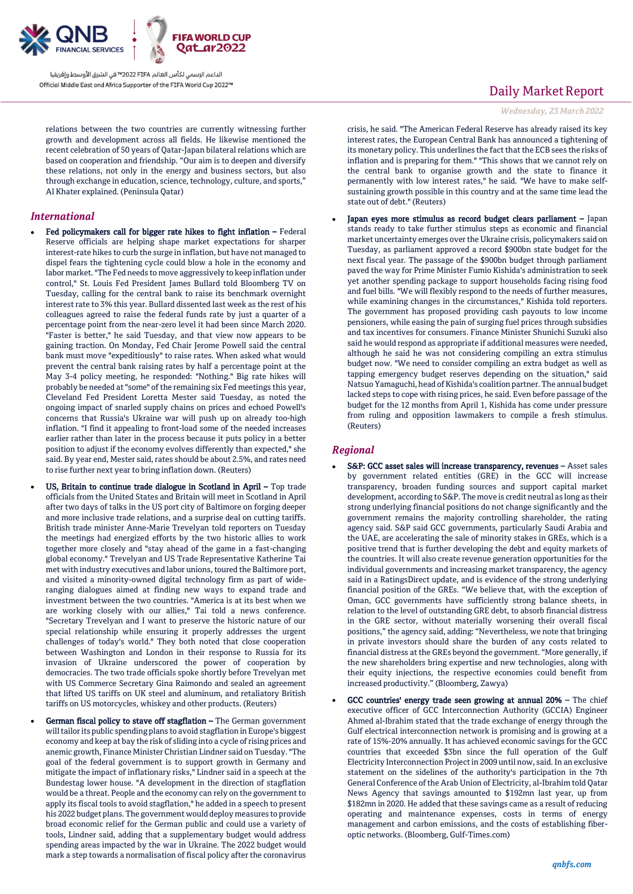relations between the two countries are currently witnessing further growth and development across all fields. He likewise mentioned the recent celebration of 50 years of Qatar-Japan bilateral relations which are based on cooperation and friendship. "Our aim is to deepen and diversify these relations, not only in the energy and business sectors, but also through exchange in education, science, technology, culture, and sports," Al Khater explained. (Peninsula Qatar)

## International

- **Fed policymakers call for bigger rate hikes to fight inflation –** Federal Reserve officials are helping shape market expectations for sharper interest-rate hikes to curb the surge in inflation, but have not managed to dispel fears the tightening cycle could blow a hole in the economy and labor market. "The Fed needs to move aggressively to keep inflation under control," St. Louis Fed President James Bullard told Bloomberg TV on Tuesday, calling for the central bank to raise its benchmark overnight interest rate to 3% this year. Bullard dissented last week as the rest of his colleagues agreed to raise the federal funds rate by just a quarter of a percentage point from the near-zero level it had been since March 2020. "Faster is better," he said Tuesday, and that view now appears to be gaining traction. On Monday, Fed Chair Jerome Powell said the central bank must move "expeditiously" to raise rates. When asked what would prevent the central bank raising rates by half a percentage point at the May 3-4 policy meeting, he responded: "Nothing." Big rate hikes will probably be needed at "some" of the remaining six Fed meetings this year, Cleveland Fed President Loretta Mester said Tuesday, as noted the ongoing impact of snarled supply chains on prices and echoed Powell's concerns that Russia's Ukraine war will push up on already too-high inflation. "I find it appealing to front-load some of the needed increases earlier rather than later in the process because it puts policy in a better position to adjust if the economy evolves differently than expected," she said. By year end, Mester said, rates should be about 2.5%, and rates need to rise further next year to bring inflation down. (Reuters)

- **US, Britain to continue trade dialogue in Scotland in April –** Top trade officials from the United States and Britain will meet in Scotland in April after two days of talks in the US port city of Baltimore on forging deeper and more inclusive trade relations, and a surprise deal on cutting tariffs. British trade minister Anne-Marie Trevelyan told reporters on Tuesday the meetings had energized efforts by the two historic allies to work together more closely and "stay ahead of the game in a fast-changing global economy." Trevelyan and US Trade Representative Katherine Tai met with industry executives and labor unions, toured the Baltimore port, and visited a minority-owned digital technology firm as part of wide-ranging dialogues aimed at finding new ways to expand trade and investment between the two countries. "America is at its best when we are working closely with our allies," Tai told a news conference. "Secretary Trevelyan and I want to preserve the historic nature of our special relationship while ensuring it properly addresses the urgent challenges of today's world." They both noted that close cooperation between Washington and London in their response to Russia for its invasion of Ukraine underscored the power of cooperation by democracies. The two trade officials spoke shortly before Trevelyan met with US Commerce Secretary Gina Raimondo and sealed an agreement that lifted US tariffs on UK steel and aluminum, and retaliatory British tariffs on US motorcycles, whiskey and other products. (Reuters)

- **German fiscal policy to stave off stagflation –** The German government will tailor its public spending plans to avoid stagflation in Europe's biggest economy and keep at bay the risk of sliding into a cycle of rising prices and anemic growth, Finance Minister Christian Lindner said on Tuesday. "The goal of the federal government is to support growth in Germany and mitigate the impact of inflationary risks," Lindner said in a speech at the Bundestag lower house. "A development in the direction of stagflation would be a threat. People and the economy can rely on the government to apply its fiscal tools to avoid stagflation," he added in a speech to present his 2022 budget plans. The government would deploy measures to provide broad economic relief for the German public and could use a variety of tools, Lindner said, adding that a supplementary budget would address spending areas impacted by the war in Ukraine. The 2022 budget would mark a step towards a normalisation of fiscal policy after the coronavirus crisis, he said. "The American Federal Reserve has already raised its key interest rates, the European Central Bank has announced a tightening of its monetary policy. This underlines the fact that the ECB sees the risks of inflation and is preparing for them." "This shows that we cannot rely on the central bank to organise growth and the state to finance it permanently with low interest rates," he said. "We have to make self-sustaining growth possible in this country and at the same time lead the state out of debt." (Reuters)

- **Japan eyes more stimulus as record budget clears parliament –** Japan stands ready to take further stimulus steps as economic and financial market uncertainty emerges over the Ukraine crisis, policymakers said on Tuesday, as parliament approved a record $900bn state budget for the next fiscal year. The passage of the $900bn budget through parliament paved the way for Prime Minister Fumio Kishida's administration to seek yet another spending package to support households facing rising food and fuel bills. "We will flexibly respond to the needs of further measures, while examining changes in the circumstances," Kishida told reporters. The government has proposed providing cash payouts to low income pensioners, while easing the pain of surging fuel prices through subsidies and tax incentives for consumers. Finance Minister Shunichi Suzuki also said he would respond as appropriate if additional measures were needed, although he said he was not considering compiling an extra stimulus budget now. "We need to consider compiling an extra budget as well as tapping emergency budget reserves depending on the situation," said Natsuo Yamaguchi, head of Kishida's coalition partner. The annual budget lacked steps to cope with rising prices, he said. Even before passage of the budget for the 12 months from April 1, Kishida has come under pressure from ruling and opposition lawmakers to compile a fresh stimulus. (Reuters)

## Regional

- **S&P: GCC asset sales will increase transparency, revenues –** Asset sales by government related entities (GRE) in the GCC will increase transparency, broaden funding sources and support capital market development, according to S&P. The move is credit neutral as long as their strong underlying financial positions do not change significantly and the government remains the majority controlling shareholder, the rating agency said. S&P said GCC governments, particularly Saudi Arabia and the UAE, are accelerating the sale of minority stakes in GREs, which is a positive trend that is further developing the debt and equity markets of the countries. It will also create revenue generation opportunities for the individual governments and increasing market transparency, the agency said in a RatingsDirect update, and is evidence of the strong underlying financial position of the GREs. "We believe that, with the exception of Oman, GCC governments have sufficiently strong balance sheets, in relation to the level of outstanding GRE debt, to absorb financial distress in the GRE sector, without materially worsening their overall fiscal positions," the agency said, adding: "Nevertheless, we note that bringing in private investors should share the burden of any costs related to financial distress at the GREs beyond the government. "More generally, if the new shareholders bring expertise and new technologies, along with their equity injections, the respective economies could benefit from increased productivity." (Bloomberg, Zawya)

- **GCC countries' energy trade seen growing at annual 20% –** The chief executive officer of GCC Interconnection Authority (GCCIA) Engineer Ahmed al-Ibrahim stated that the trade exchange of energy through the Gulf electrical interconnection network is promising and is growing at a rate of 15%-20% annually. It has achieved economic savings for the GCC countries that exceeded $3bn since the full operation of the Gulf Electricity Interconnection Project in 2009 until now, said. In an exclusive statement on the sidelines of the authority's participation in the 7th General Conference of the Arab Union of Electricity, al-Ibrahim told Qatar News Agency that savings amounted to $192mn last year, up from $182mn in 2020. He added that these savings came as a result of reducing operating and maintenance expenses, costs in terms of energy management and carbon emissions, and the costs of establishing fiber-optic networks. (Bloomberg, Gulf-Times.com)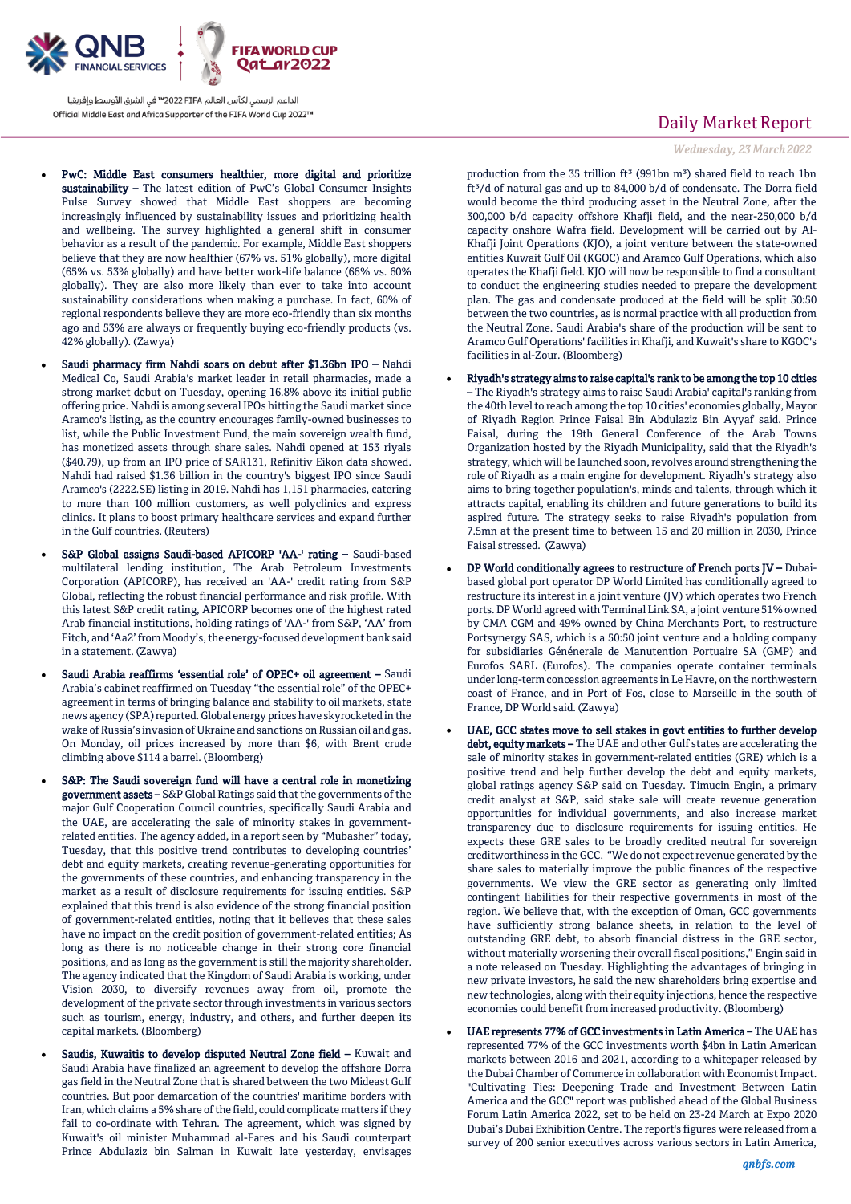- **PwC: Middle East consumers healthier, more digital and prioritize sustainability –** The latest edition of PwC's Global Consumer Insights Pulse Survey showed that Middle East shoppers are becoming increasingly influenced by sustainability issues and prioritizing health and wellbeing. The survey highlighted a general shift in consumer behavior as a result of the pandemic. For example, Middle East shoppers believe that they are now healthier (67% vs. 51% globally), more digital (65% vs. 53% globally) and have better work-life balance (66% vs. 60% globally). They are also more likely than ever to take into account sustainability considerations when making a purchase. In fact, 60% of regional respondents believe they are more eco-friendly than six months ago and 53% are always or frequently buying eco-friendly products (vs. 42% globally). (Zawya)

- **Saudi pharmacy firm Nahdi soars on debut after $1.36bn IPO –** Nahdi Medical Co, Saudi Arabia's market leader in retail pharmacies, made a strong market debut on Tuesday, opening 16.8% above its initial public offering price. Nahdi is among several IPOs hitting the Saudi market since Aramco's listing, as the country encourages family-owned businesses to list, while the Public Investment Fund, the main sovereign wealth fund, has monetized assets through share sales. Nahdi opened at 153 riyals ($40.79), up from an IPO price of SAR131, Refinitiv Eikon data showed. Nahdi had raised $1.36 billion in the country's biggest IPO since Saudi Aramco's (2222.SE) listing in 2019. Nahdi has 1,151 pharmacies, catering to more than 100 million customers, as well polyclinics and express clinics. It plans to boost primary healthcare services and expand further in the Gulf countries. (Reuters)

- **S&P Global assigns Saudi-based APICORP 'AA-' rating –** Saudi-based multilateral lending institution, The Arab Petroleum Investments Corporation (APICORP), has received an 'AA-' credit rating from S&P Global, reflecting the robust financial performance and risk profile. With this latest S&P credit rating, APICORP becomes one of the highest rated Arab financial institutions, holding ratings of 'AA-' from S&P, 'AA' from Fitch, and 'Aa2' from Moody's, the energy-focused development bank said in a statement. (Zawya)

- **Saudi Arabia reaffirms 'essential role' of OPEC+ oil agreement –** Saudi Arabia's cabinet reaffirmed on Tuesday "the essential role" of the OPEC+ agreement in terms of bringing balance and stability to oil markets, state news agency (SPA) reported. Global energy prices have skyrocketed in the wake of Russia's invasion of Ukraine and sanctions on Russian oil and gas. On Monday, oil prices increased by more than $6, with Brent crude climbing above $114 a barrel. (Bloomberg)

- **S&P: The Saudi sovereign fund will have a central role in monetizing government assets –** S&P Global Ratings said that the governments of the major Gulf Cooperation Council countries, specifically Saudi Arabia and the UAE, are accelerating the sale of minority stakes in government-related entities. The agency added, in a report seen by "Mubasher" today, Tuesday, that this positive trend contributes to developing countries' debt and equity markets, creating revenue-generating opportunities for the governments of these countries, and enhancing transparency in the market as a result of disclosure requirements for issuing entities. S&P explained that this trend is also evidence of the strong financial position of government-related entities, noting that it believes that these sales have no impact on the credit position of government-related entities; As long as there is no noticeable change in their strong core financial positions, and as long as the government is still the majority shareholder. The agency indicated that the Kingdom of Saudi Arabia is working, under Vision 2030, to diversify revenues away from oil, promote the development of the private sector through investments in various sectors such as tourism, energy, industry, and others, and further deepen its capital markets. (Bloomberg)

- **Saudis, Kuwaitis to develop disputed Neutral Zone field –** Kuwait and Saudi Arabia have finalized an agreement to develop the offshore Dorra gas field in the Neutral Zone that is shared between the two Middle East Gulf countries. But poor demarcation of the countries' maritime borders with Iran, which claims a 5% share of the field, could complicate matters if they fail to co-ordinate with Tehran. The agreement, which was signed by Kuwait's oil minister Muhammad al-Fares and his Saudi counterpart Prince Abdulaziz bin Salman in Kuwait late yesterday, envisages production from the 35 trillion ft³ (991bn m³) shared field to reach 1bn ft³/d of natural gas and up to 84,000 b/d of condensate. The Dorra field would become the third producing asset in the Neutral Zone, after the 300,000 b/d capacity offshore Khafji field, and the near-250,000 b/d capacity onshore Wafra field. Development will be carried out by Al-Khafji Joint Operations (KJO), a joint venture between the state-owned entities Kuwait Gulf Oil (KGOC) and Aramco Gulf Operations, which also operates the Khafji field. KJO will now be responsible to find a consultant to conduct the engineering studies needed to prepare the development plan. The gas and condensate produced at the field will be split 50:50 between the two countries, as is normal practice with all production from the Neutral Zone. Saudi Arabia's share of the production will be sent to Aramco Gulf Operations' facilities in Khafji, and Kuwait's share to KGOC's facilities in al-Zour. (Bloomberg)

- **Riyadh's strategy aims to raise capital's rank to be among the top 10 cities –** The Riyadh's strategy aims to raise Saudi Arabia' capital's ranking from the 40th level to reach among the top 10 cities' economies globally, Mayor of Riyadh Region Prince Faisal Bin Abdulaziz Bin Ayyaf said. Prince Faisal, during the 19th General Conference of the Arab Towns Organization hosted by the Riyadh Municipality, said that the Riyadh's strategy, which will be launched soon, revolves around strengthening the role of Riyadh as a main engine for development. Riyadh's strategy also aims to bring together population's, minds and talents, through which it attracts capital, enabling its children and future generations to build its aspired future. The strategy seeks to raise Riyadh's population from 7.5mn at the present time to between 15 and 20 million in 2030, Prince Faisal stressed. (Zawya)

- **DP World conditionally agrees to restructure of French ports JV –** Dubai-based global port operator DP World Limited has conditionally agreed to restructure its interest in a joint venture (JV) which operates two French ports. DP World agreed with Terminal Link SA, a joint venture 51% owned by CMA CGM and 49% owned by China Merchants Port, to restructure Portsynergy SAS, which is a 50:50 joint venture and a holding company for subsidiaries Générale de Manutention Portuaire SA (GMP) and Eurofos SARL (Eurofos). The companies operate container terminals under long-term concession agreements in Le Havre, on the northwestern coast of France, and in Port of Fos, close to Marseille in the south of France, DP World said. (Zawya)

- **UAE, GCC states move to sell stakes in govt entities to further develop debt, equity markets –** The UAE and other Gulf states are accelerating the sale of minority stakes in government-related entities (GRE) which is a positive trend and help further develop the debt and equity markets, global ratings agency S&P said on Tuesday. Timucin Engin, a primary credit analyst at S&P, said stake sale will create revenue generation opportunities for individual governments, and also increase market transparency due to disclosure requirements for issuing entities. He expects these GRE sales to be broadly credited neutral for sovereign creditworthiness in the GCC. "We do not expect revenue generated by the share sales to materially improve the public finances of the respective governments. We view the GRE sector as generating only limited contingent liabilities for their respective governments in most of the region. We believe that, with the exception of Oman, GCC governments have sufficiently strong balance sheets, in relation to the level of outstanding GRE debt, to absorb financial distress in the GRE sector, without materially worsening their overall fiscal positions," Engin said in a note released on Tuesday. Highlighting the advantages of bringing in new private investors, he said the new shareholders bring expertise and new technologies, along with their equity injections, hence the respective economies could benefit from increased productivity. (Bloomberg)

- **UAE represents 77% of GCC investments in Latin America –** The UAE has represented 77% of the GCC investments worth $4bn in Latin American markets between 2016 and 2021, according to a whitepaper released by the Dubai Chamber of Commerce in collaboration with Economist Impact. "Cultivating Ties: Deepening Trade and Investment Between Latin America and the GCC" report was published ahead of the Global Business Forum Latin America 2022, set to be held on 23-24 March at Expo 2020 Dubai's Dubai Exhibition Centre. The report's figures were released from a survey of 200 senior executives across various sectors in Latin America,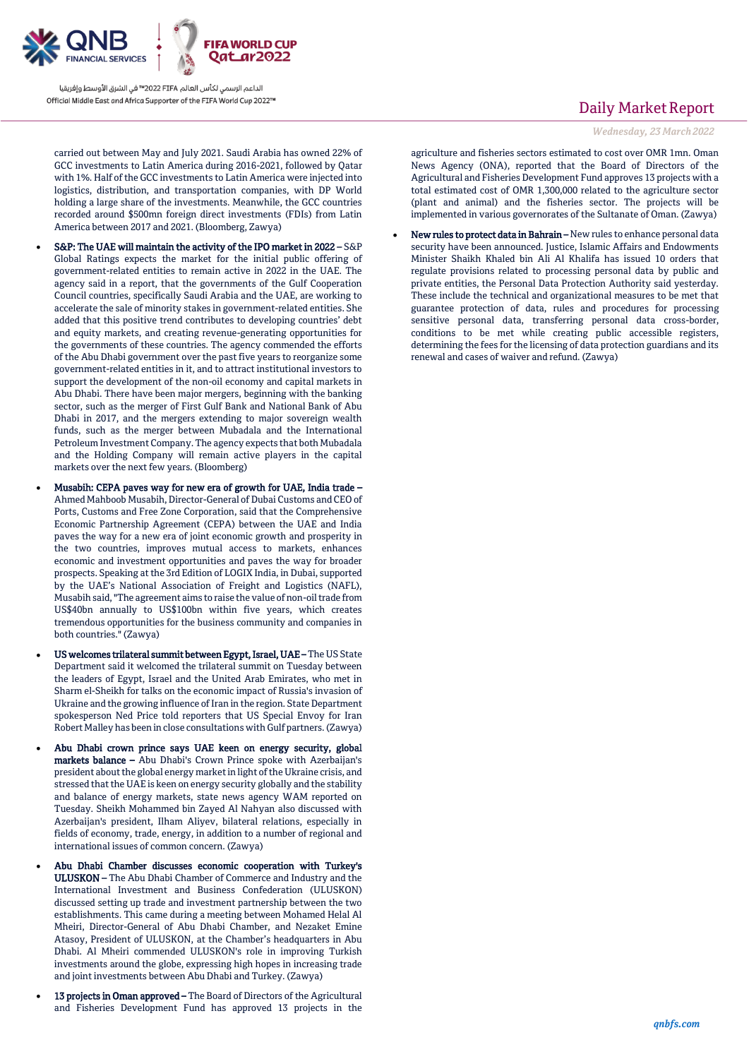carried out between May and July 2021. Saudi Arabia has owned 22% of GCC investments to Latin America during 2016-2021, followed by Qatar with 1%. Half of the GCC investments to Latin America were injected into logistics, distribution, and transportation companies, with DP World holding a large share of the investments. Meanwhile, the GCC countries recorded around $500mn foreign direct investments (FDIs) from Latin America between 2017 and 2021. (Bloomberg, Zawya)

- **S&P: The UAE will maintain the activity of the IPO market in 2022 –** S&P Global Ratings expects the market for the initial public offering of government-related entities to remain active in 2022 in the UAE. The agency said in a report, that the governments of the Gulf Cooperation Council countries, specifically Saudi Arabia and the UAE, are working to accelerate the sale of minority stakes in government-related entities. She added that this positive trend contributes to developing countries' debt and equity markets, and creating revenue-generating opportunities for the governments of these countries. The agency commended the efforts of the Abu Dhabi government over the past five years to reorganize some government-related entities in it, and to attract institutional investors to support the development of the non-oil economy and capital markets in Abu Dhabi. There have been major mergers, beginning with the banking sector, such as the merger of First Gulf Bank and National Bank of Abu Dhabi in 2017, and the mergers extending to major sovereign wealth funds, such as the merger between Mubadala and the International Petroleum Investment Company. The agency expects that both Mubadala and the Holding Company will remain active players in the capital markets over the next few years. (Bloomberg)
- **Musabih: CEPA paves way for new era of growth for UAE, India trade –** Ahmed Mahboob Musabih, Director-General of Dubai Customs and CEO of Ports, Customs and Free Zone Corporation, said that the Comprehensive Economic Partnership Agreement (CEPA) between the UAE and India paves the way for a new era of joint economic growth and prosperity in the two countries, improves mutual access to markets, enhances economic and investment opportunities and paves the way for broader prospects. Speaking at the 3rd Edition of LOGIX India, in Dubai, supported by the UAE's National Association of Freight and Logistics (NAFL), Musabih said, "The agreement aims to raise the value of non-oil trade from US$40bn annually to US$100bn within five years, which creates tremendous opportunities for the business community and companies in both countries." (Zawya)
- **US welcomes trilateral summit between Egypt, Israel, UAE –** The US State Department said it welcomed the trilateral summit on Tuesday between the leaders of Egypt, Israel and the United Arab Emirates, who met in Sharm el-Sheikh for talks on the economic impact of Russia's invasion of Ukraine and the growing influence of Iran in the region. State Department spokesperson Ned Price told reporters that US Special Envoy for Iran Robert Malley has been in close consultations with Gulf partners. (Zawya)
- **Abu Dhabi crown prince says UAE keen on energy security, global markets balance –** Abu Dhabi's Crown Prince spoke with Azerbaijan's president about the global energy market in light of the Ukraine crisis, and stressed that the UAE is keen on energy security globally and the stability and balance of energy markets, state news agency WAM reported on Tuesday. Sheikh Mohammed bin Zayed Al Nahyan also discussed with Azerbaijan's president, Ilham Aliyev, bilateral relations, especially in fields of economy, trade, energy, in addition to a number of regional and international issues of common concern. (Zawya)
- **Abu Dhabi Chamber discusses economic cooperation with Turkey's ULUSKON –** The Abu Dhabi Chamber of Commerce and Industry and the International Investment and Business Confederation (ULUSKON) discussed setting up trade and investment partnership between the two establishments. This came during a meeting between Mohamed Helal Al Mheiri, Director-General of Abu Dhabi Chamber, and Nezaket Emine Atasoy, President of ULUSKON, at the Chamber's headquarters in Abu Dhabi. Al Mheiri commended ULUSKON's role in improving Turkish investments around the globe, expressing high hopes in increasing trade and joint investments between Abu Dhabi and Turkey. (Zawya)
- **13 projects in Oman approved –** The Board of Directors of the Agricultural and Fisheries Development Fund has approved 13 projects in the agriculture and fisheries sectors estimated to cost over OMR 1mn. Oman News Agency (ONA), reported that the Board of Directors of the Agricultural and Fisheries Development Fund approves 13 projects with a total estimated cost of OMR 1,300,000 related to the agriculture sector (plant and animal) and the fisheries sector. The projects will be implemented in various governorates of the Sultanate of Oman. (Zawya)
- **New rules to protect data in Bahrain –** New rules to enhance personal data security have been announced. Justice, Islamic Affairs and Endowments Minister Shaikh Khaled bin Ali Al Khalifa has issued 10 orders that regulate provisions related to processing personal data by public and private entities, the Personal Data Protection Authority said yesterday. These include the technical and organizational measures to be met that guarantee protection of data, rules and procedures for processing sensitive personal data, transferring personal data cross-border, conditions to be met while creating public accessible registers, determining the fees for the licensing of data protection guardians and its renewal and cases of waiver and refund. (Zawya)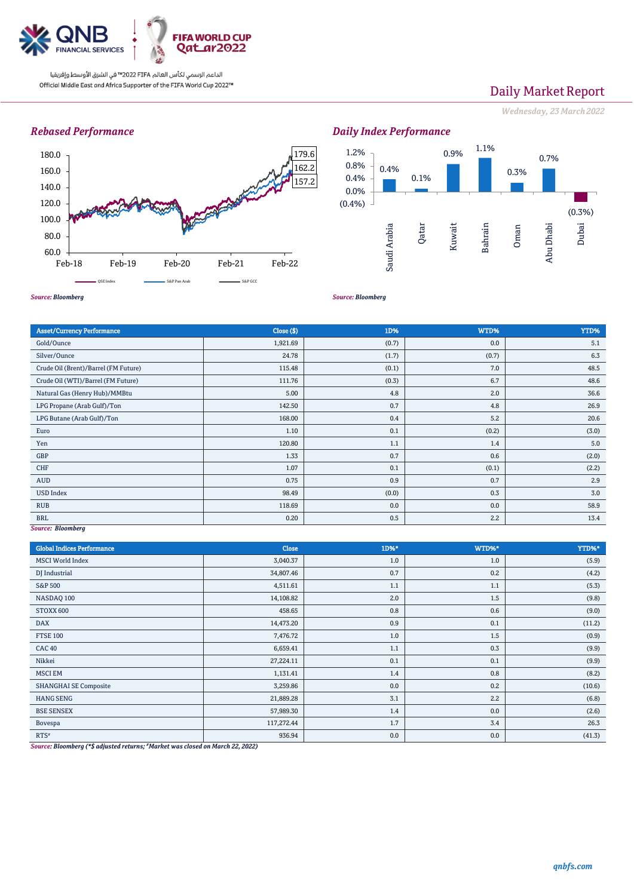# Daily Market Report

*Wednesday, 23 March 2022*

### Rebased Performance

*Source: Bloomberg*

### Daily Index Performance

| Index | Change |
|---|---|
| Saudi Arabia | 0.4% |
| Qatar | 0.1% |
| Kuwait | 0.9% |
| Bahrain | 1.1% |
| Oman | 0.3% |
| Abu Dhabi | 0.7% |
| Dubai | (0.3%) |

*Source: Bloomberg*

| Asset/Currency Performance | Close ($) | 1D% | WTD% | YTD% |
|---|---|---|---|---|
| Gold/Ounce | 1,921.69 | (0.7) | 0.0 | 5.1 |
| Silver/Ounce | 24.78 | (1.7) | (0.7) | 6.3 |
| Crude Oil (Brent)/Barrel (FM Future) | 115.48 | (0.1) | 7.0 | 48.5 |
| Crude Oil (WTI)/Barrel (FM Future) | 111.76 | (0.3) | 6.7 | 48.6 |
| Natural Gas (Henry Hub)/MMBtu | 5.00 | 4.8 | 2.0 | 36.6 |
| LPG Propane (Arab Gulf)/Ton | 142.50 | 0.7 | 4.8 | 26.9 |
| LPG Butane (Arab Gulf)/Ton | 168.00 | 0.4 | 5.2 | 20.6 |
| Euro | 1.10 | 0.1 | (0.2) | (3.0) |
| Yen | 120.80 | 1.1 | 1.4 | 5.0 |
| GBP | 1.33 | 0.7 | 0.6 | (2.0) |
| CHF | 1.07 | 0.1 | (0.1) | (2.2) |
| AUD | 0.75 | 0.9 | 0.7 | 2.9 |
| USD Index | 98.49 | (0.0) | 0.3 | 3.0 |
| RUB | 118.69 | 0.0 | 0.0 | 58.9 |
| BRL | 0.20 | 0.5 | 2.2 | 13.4 |

*Source: Bloomberg*

| Global Indices Performance | Close | 1D%* | WTD%* | YTD%* |
|---|---|---|---|---|
| MSCI World Index | 3,040.37 | 1.0 | 1.0 | (5.9) |
| DJ Industrial | 34,807.46 | 0.7 | 0.2 | (4.2) |
| S&P 500 | 4,511.61 | 1.1 | 1.1 | (5.3) |
| NASDAQ 100 | 14,108.82 | 2.0 | 1.5 | (9.8) |
| STOXX 600 | 458.65 | 0.8 | 0.6 | (9.0) |
| DAX | 14,473.20 | 0.9 | 0.1 | (11.2) |
| FTSE 100 | 7,476.72 | 1.0 | 1.5 | (0.9) |
| CAC 40 | 6,659.41 | 1.1 | 0.3 | (9.9) |
| Nikkei | 27,224.11 | 0.1 | 0.1 | (9.9) |
| MSCI EM | 1,131.41 | 1.4 | 0.8 | (8.2) |
| SHANGHAI SE Composite | 3,259.86 | 0.0 | 0.2 | (10.6) |
| HANG SENG | 21,889.28 | 3.1 | 2.2 | (6.8) |
| BSE SENSEX | 57,989.30 | 1.4 | 0.0 | (2.6) |
| Bovespa | 117,272.44 | 1.7 | 3.4 | 26.3 |
| RTS# | 936.94 | 0.0 | 0.0 | (41.3) |

*Source: Bloomberg (*$ adjusted returns; #Market was closed on March 22, 2022)*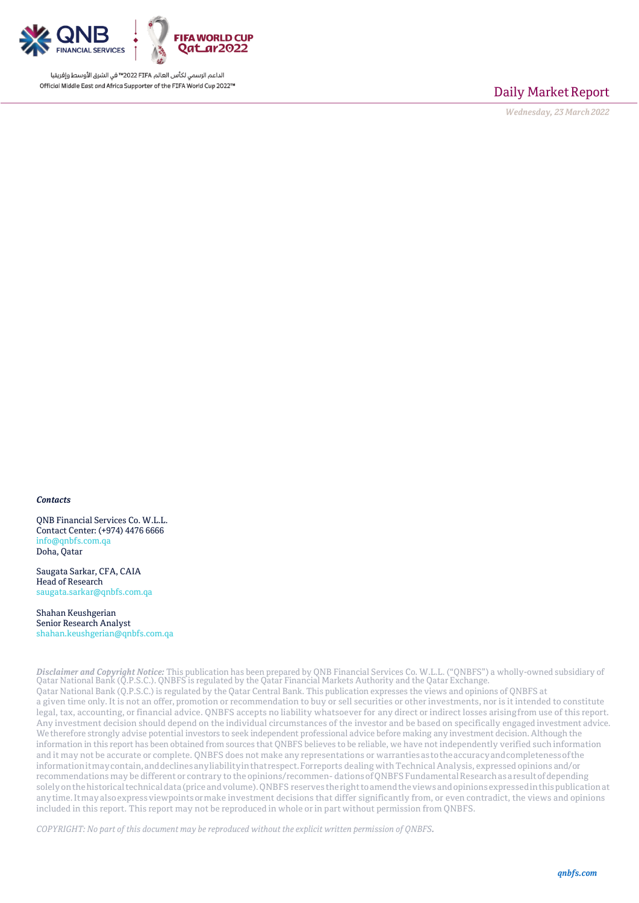*Contacts*

QNB Financial Services Co. W.L.L.
Contact Center: (+974) 4476 6666
info@qnbfs.com.qa
Doha, Qatar

Saugata Sarkar, CFA, CAIA
Head of Research
saugata.sarkar@qnbfs.com.qa

Shahan Keushgerian
Senior Research Analyst
shahan.keushgerian@qnbfs.com.qa

***Disclaimer and Copyright Notice:*** This publication has been prepared by QNB Financial Services Co. W.L.L. ("QNBFS") a wholly-owned subsidiary of Qatar National Bank (Q.P.S.C.). QNBFS is regulated by the Qatar Financial Markets Authority and the Qatar Exchange. Qatar National Bank (Q.P.S.C.) is regulated by the Qatar Central Bank. This publication expresses the views and opinions of QNBFS at a given time only. It is not an offer, promotion or recommendation to buy or sell securities or other investments, nor is it intended to constitute legal, tax, accounting, or financial advice. QNBFS accepts no liability whatsoever for any direct or indirect losses arising from use of this report. Any investment decision should depend on the individual circumstances of the investor and be based on specifically engaged investment advice. We therefore strongly advise potential investors to seek independent professional advice before making any investment decision. Although the information in this report has been obtained from sources that QNBFS believes to be reliable, we have not independently verified such information and it may not be accurate or complete. QNBFS does not make any representations or warranties as to the accuracy and completeness of the information it may contain, and declines any liability in that respect. For reports dealing with Technical Analysis, expressed opinions and/or recommendations may be different or contrary to the opinions/recommen- dations of QNBFS Fundamental Research as a result of depending solely on the historical technical data (price and volume). QNBFS reserves the right to amend the views and opinions expressed in this publication at any time. It may also express viewpoints or make investment decisions that differ significantly from, or even contradict, the views and opinions included in this report. This report may not be reproduced in whole or in part without permission from QNBFS.

*COPYRIGHT: No part of this document may be reproduced without the explicit written permission of QNBFS.*